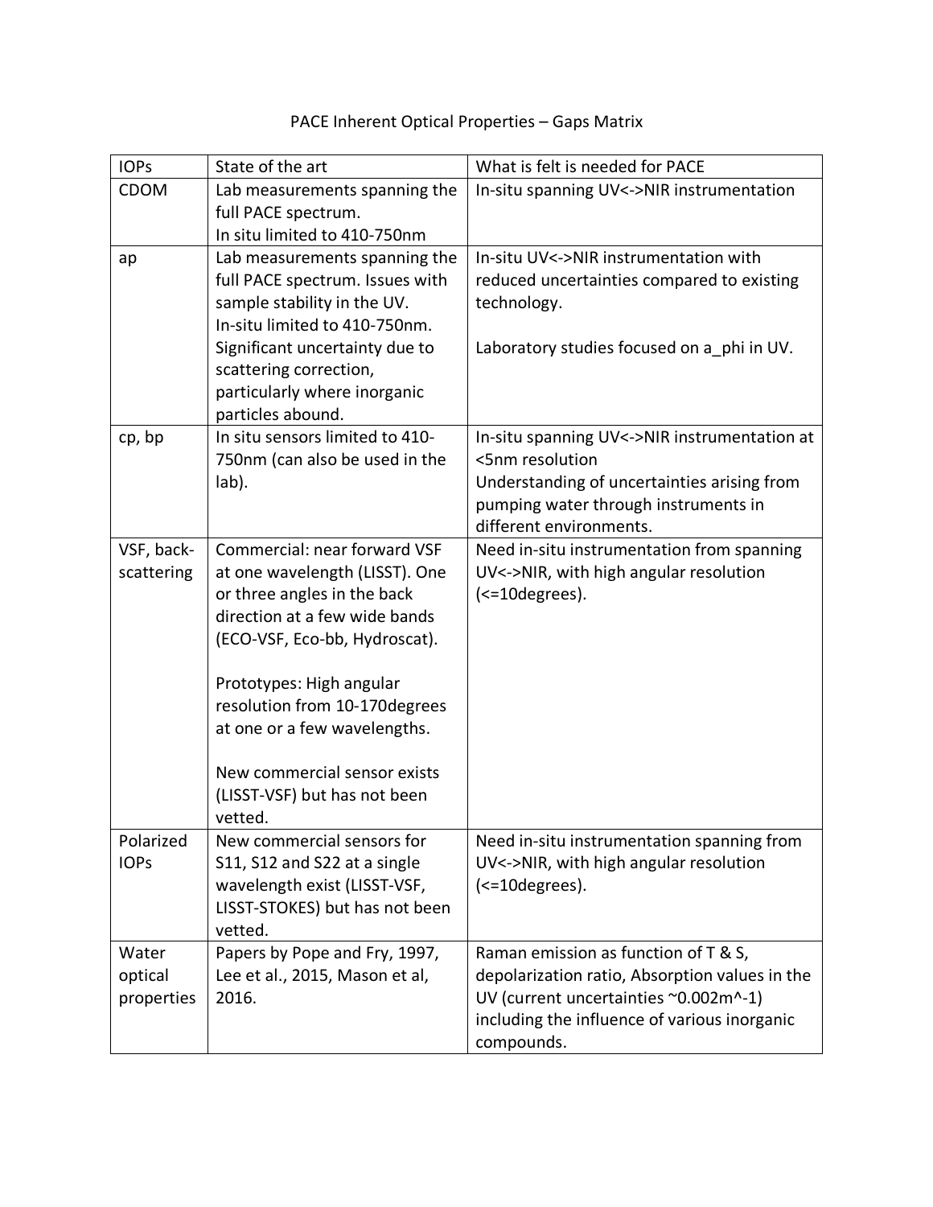# PACE Inherent Optical Properties – Gaps Matrix

| IOPs | State of the art | What is felt is needed for PACE |
|---|---|---|
| CDOM | Lab measurements spanning the full PACE spectrum.<br>In situ limited to 410-750nm | In-situ spanning UV<->NIR instrumentation |
| ap | Lab measurements spanning the full PACE spectrum. Issues with sample stability in the UV.<br>In-situ limited to 410-750nm.<br>Significant uncertainty due to scattering correction, particularly where inorganic particles abound. | In-situ UV<->NIR instrumentation with reduced uncertainties compared to existing technology.<br><br>Laboratory studies focused on a_phi in UV. |
| cp, bp | In situ sensors limited to 410-750nm (can also be used in the lab). | In-situ spanning UV<->NIR instrumentation at <5nm resolution<br>Understanding of uncertainties arising from pumping water through instruments in different environments. |
| VSF, back-scattering | Commercial: near forward VSF at one wavelength (LISST). One or three angles in the back direction at a few wide bands (ECO-VSF, Eco-bb, Hydroscat).<br><br>Prototypes: High angular resolution from 10-170degrees at one or a few wavelengths.<br><br>New commercial sensor exists (LISST-VSF) but has not been vetted. | Need in-situ instrumentation from spanning UV<->NIR, with high angular resolution (<=10degrees). |
| Polarized IOPs | New commercial sensors for S11, S12 and S22 at a single wavelength exist (LISST-VSF, LISST-STOKES) but has not been vetted. | Need in-situ instrumentation spanning from UV<->NIR, with high angular resolution (<=10degrees). |
| Water optical properties | Papers by Pope and Fry, 1997, Lee et al., 2015, Mason et al, 2016. | Raman emission as function of T & S, depolarization ratio, Absorption values in the UV (current uncertainties ~0.002m^-1) including the influence of various inorganic compounds. |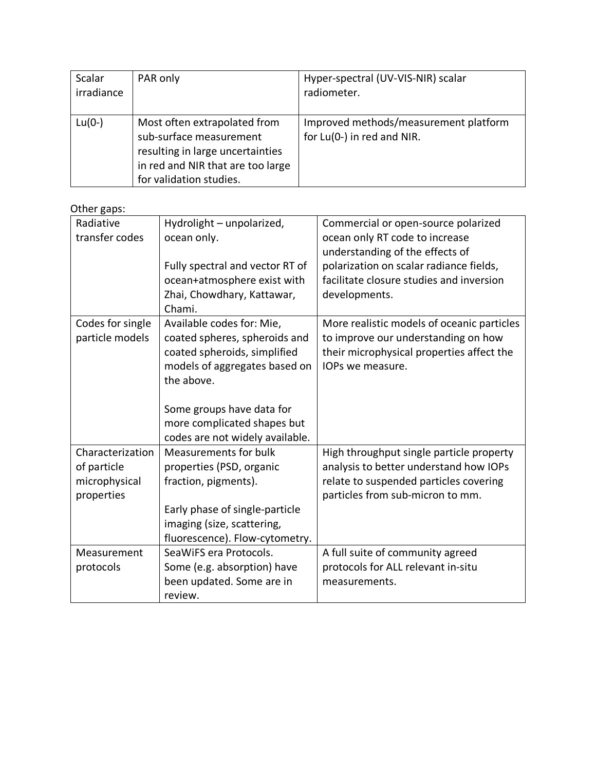| Scalar irradiance | PAR only | Hyper-spectral (UV-VIS-NIR) scalar radiometer. |
|---|---|---|
| Lu(0-) | Most often extrapolated from sub-surface measurement resulting in large uncertainties in red and NIR that are too large for validation studies. | Improved methods/measurement platform for Lu(0-) in red and NIR. |

Other gaps:

| Radiative transfer codes | Hydrolight – unpolarized, ocean only.<br><br>Fully spectral and vector RT of ocean+atmosphere exist with Zhai, Chowdhary, Kattawar, Chami. | Commercial or open-source polarized ocean only RT code to increase understanding of the effects of polarization on scalar radiance fields, facilitate closure studies and inversion developments. |
|---|---|---|
| Codes for single particle models | Available codes for: Mie, coated spheres, spheroids and coated spheroids, simplified models of aggregates based on the above.<br><br>Some groups have data for more complicated shapes but codes are not widely available. | More realistic models of oceanic particles to improve our understanding on how their microphysical properties affect the IOPs we measure. |
| Characterization of particle microphysical properties | Measurements for bulk properties (PSD, organic fraction, pigments).<br><br>Early phase of single-particle imaging (size, scattering, fluorescence). Flow-cytometry. | High throughput single particle property analysis to better understand how IOPs relate to suspended particles covering particles from sub-micron to mm. |
| Measurement protocols | SeaWiFS era Protocols. Some (e.g. absorption) have been updated. Some are in review. | A full suite of community agreed protocols for ALL relevant in-situ measurements. |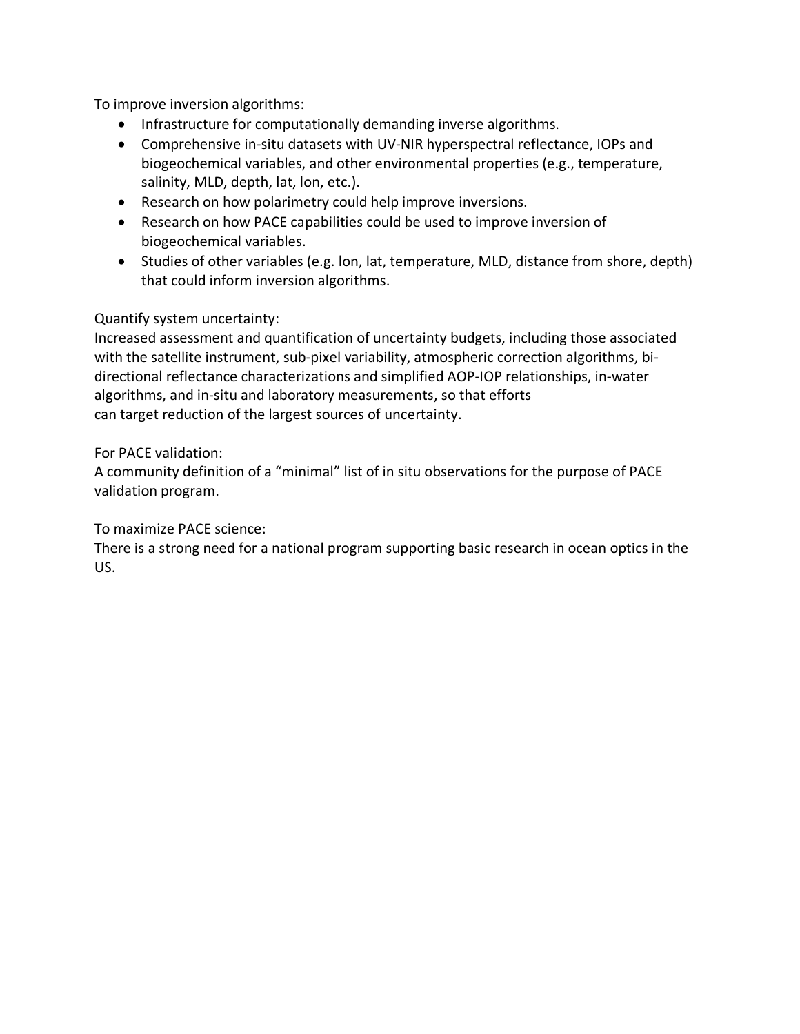To improve inversion algorithms:

- Infrastructure for computationally demanding inverse algorithms.
- Comprehensive in-situ datasets with UV-NIR hyperspectral reflectance, IOPs and biogeochemical variables, and other environmental properties (e.g., temperature, salinity, MLD, depth, lat, lon, etc.).
- Research on how polarimetry could help improve inversions.
- Research on how PACE capabilities could be used to improve inversion of biogeochemical variables.
- Studies of other variables (e.g. lon, lat, temperature, MLD, distance from shore, depth) that could inform inversion algorithms.

Quantify system uncertainty:

Increased assessment and quantification of uncertainty budgets, including those associated with the satellite instrument, sub-pixel variability, atmospheric correction algorithms, bi-directional reflectance characterizations and simplified AOP-IOP relationships, in-water algorithms, and in-situ and laboratory measurements, so that efforts can target reduction of the largest sources of uncertainty.

For PACE validation:

A community definition of a "minimal" list of in situ observations for the purpose of PACE validation program.

To maximize PACE science:

There is a strong need for a national program supporting basic research in ocean optics in the US.